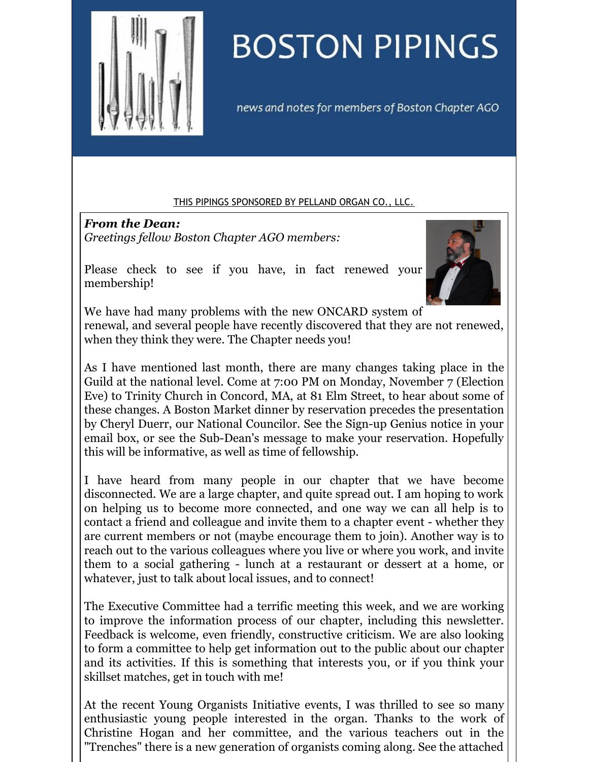# BOSTON PIPINGS

*news and notes for members of Boston Chapter AGO*

THIS PIPINGS SPONSORED BY PELLAND ORGAN CO., LLC.

***From the Dean:***

*Greetings fellow Boston Chapter AGO members:*

Please check to see if you have, in fact renewed your membership!

We have had many problems with the new ONCARD system of renewal, and several people have recently discovered that they are not renewed, when they think they were. The Chapter needs you!

As I have mentioned last month, there are many changes taking place in the Guild at the national level. Come at 7:00 PM on Monday, November 7 (Election Eve) to Trinity Church in Concord, MA, at 81 Elm Street, to hear about some of these changes. A Boston Market dinner by reservation precedes the presentation by Cheryl Duerr, our National Councilor. See the Sign-up Genius notice in your email box, or see the Sub-Dean's message to make your reservation. Hopefully this will be informative, as well as time of fellowship.

I have heard from many people in our chapter that we have become disconnected. We are a large chapter, and quite spread out. I am hoping to work on helping us to become more connected, and one way we can all help is to contact a friend and colleague and invite them to a chapter event - whether they are current members or not (maybe encourage them to join). Another way is to reach out to the various colleagues where you live or where you work, and invite them to a social gathering - lunch at a restaurant or dessert at a home, or whatever, just to talk about local issues, and to connect!

The Executive Committee had a terrific meeting this week, and we are working to improve the information process of our chapter, including this newsletter. Feedback is welcome, even friendly, constructive criticism. We are also looking to form a committee to help get information out to the public about our chapter and its activities. If this is something that interests you, or if you think your skillset matches, get in touch with me!

At the recent Young Organists Initiative events, I was thrilled to see so many enthusiastic young people interested in the organ. Thanks to the work of Christine Hogan and her committee, and the various teachers out in the "Trenches" there is a new generation of organists coming along. See the attached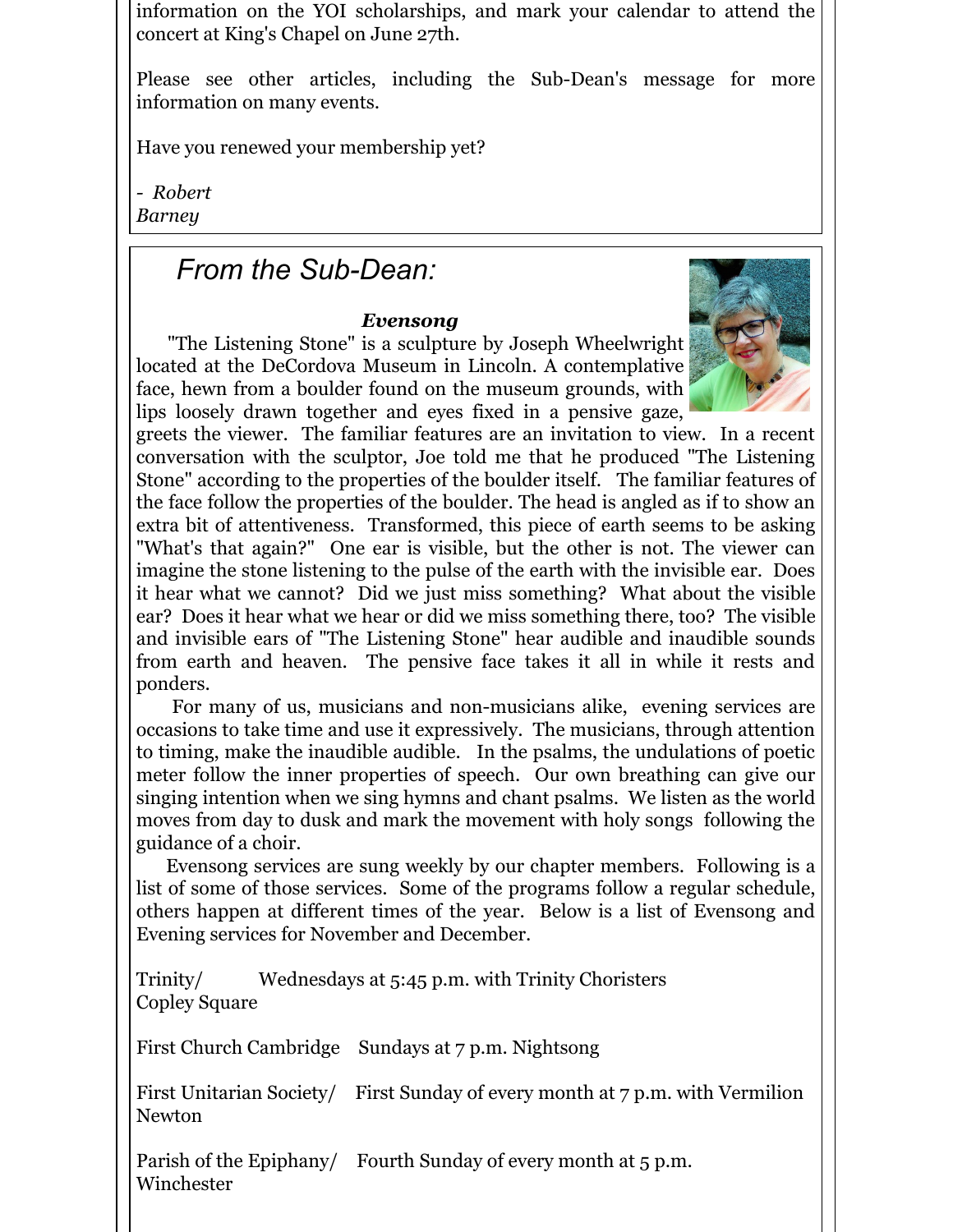information on the YOI scholarships, and mark your calendar to attend the concert at King's Chapel on June 27th.

Please see other articles, including the Sub-Dean's message for more information on many events.

Have you renewed your membership yet?

*- Robert Barney*

## From the Sub-Dean:

### *Evensong*

"The Listening Stone" is a sculpture by Joseph Wheelwright located at the DeCordova Museum in Lincoln. A contemplative face, hewn from a boulder found on the museum grounds, with lips loosely drawn together and eyes fixed in a pensive gaze, greets the viewer. The familiar features are an invitation to view. In a recent conversation with the sculptor, Joe told me that he produced "The Listening Stone" according to the properties of the boulder itself. The familiar features of the face follow the properties of the boulder. The head is angled as if to show an extra bit of attentiveness. Transformed, this piece of earth seems to be asking "What's that again?" One ear is visible, but the other is not. The viewer can imagine the stone listening to the pulse of the earth with the invisible ear. Does it hear what we cannot? Did we just miss something? What about the visible ear? Does it hear what we hear or did we miss something there, too? The visible and invisible ears of "The Listening Stone" hear audible and inaudible sounds from earth and heaven. The pensive face takes it all in while it rests and ponders.

For many of us, musicians and non-musicians alike, evening services are occasions to take time and use it expressively. The musicians, through attention to timing, make the inaudible audible. In the psalms, the undulations of poetic meter follow the inner properties of speech. Our own breathing can give our singing intention when we sing hymns and chant psalms. We listen as the world moves from day to dusk and mark the movement with holy songs following the guidance of a choir.

Evensong services are sung weekly by our chapter members. Following is a list of some of those services. Some of the programs follow a regular schedule, others happen at different times of the year. Below is a list of Evensong and Evening services for November and December.

Trinity/Copley Square — Wednesdays at 5:45 p.m. with Trinity Choristers

First Church Cambridge — Sundays at 7 p.m. Nightsong

First Unitarian Society/Newton — First Sunday of every month at 7 p.m. with Vermilion

Parish of the Epiphany/Winchester — Fourth Sunday of every month at 5 p.m.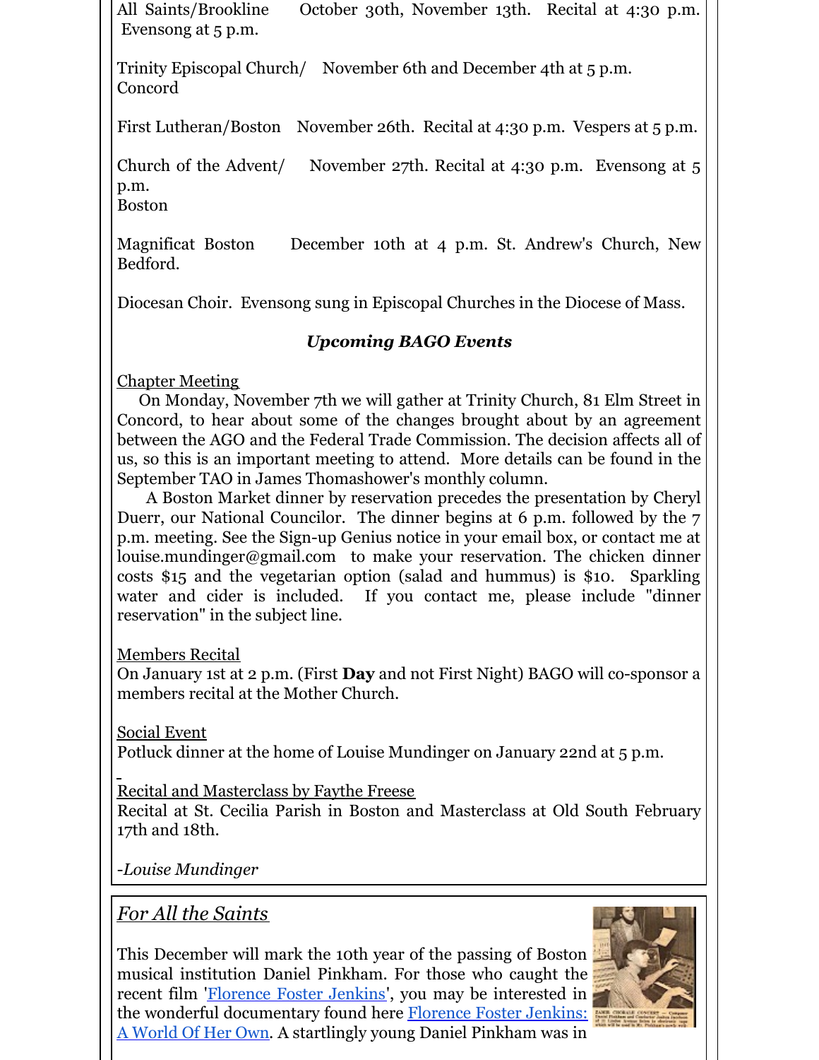All Saints/Brookline October 30th, November 13th. Recital at 4:30 p.m. Evensong at 5 p.m.

Trinity Episcopal Church/Concord November 6th and December 4th at 5 p.m.

First Lutheran/Boston November 26th. Recital at 4:30 p.m. Vespers at 5 p.m.

Church of the Advent/Boston November 27th. Recital at 4:30 p.m. Evensong at 5 p.m.

Magnificat Boston December 10th at 4 p.m. St. Andrew's Church, New Bedford.

Diocesan Choir. Evensong sung in Episcopal Churches in the Diocese of Mass.

### ***Upcoming BAGO Events***

Chapter Meeting

On Monday, November 7th we will gather at Trinity Church, 81 Elm Street in Concord, to hear about some of the changes brought about by an agreement between the AGO and the Federal Trade Commission. The decision affects all of us, so this is an important meeting to attend. More details can be found in the September TAO in James Thomashower's monthly column.

A Boston Market dinner by reservation precedes the presentation by Cheryl Duerr, our National Councilor. The dinner begins at 6 p.m. followed by the 7 p.m. meeting. See the Sign-up Genius notice in your email box, or contact me at louise.mundinger@gmail.com to make your reservation. The chicken dinner costs $15 and the vegetarian option (salad and hummus) is $10. Sparkling water and cider is included. If you contact me, please include "dinner reservation" in the subject line.

Members Recital

On January 1st at 2 p.m. (First **Day** and not First Night) BAGO will co-sponsor a members recital at the Mother Church.

Social Event

Potluck dinner at the home of Louise Mundinger on January 22nd at 5 p.m.

Recital and Masterclass by Faythe Freese

Recital at St. Cecilia Parish in Boston and Masterclass at Old South February 17th and 18th.

*-Louise Mundinger*

## *For All the Saints*

This December will mark the 10th year of the passing of Boston musical institution Daniel Pinkham. For those who caught the recent film 'Florence Foster Jenkins', you may be interested in the wonderful documentary found here Florence Foster Jenkins: A World Of Her Own. A startlingly young Daniel Pinkham was in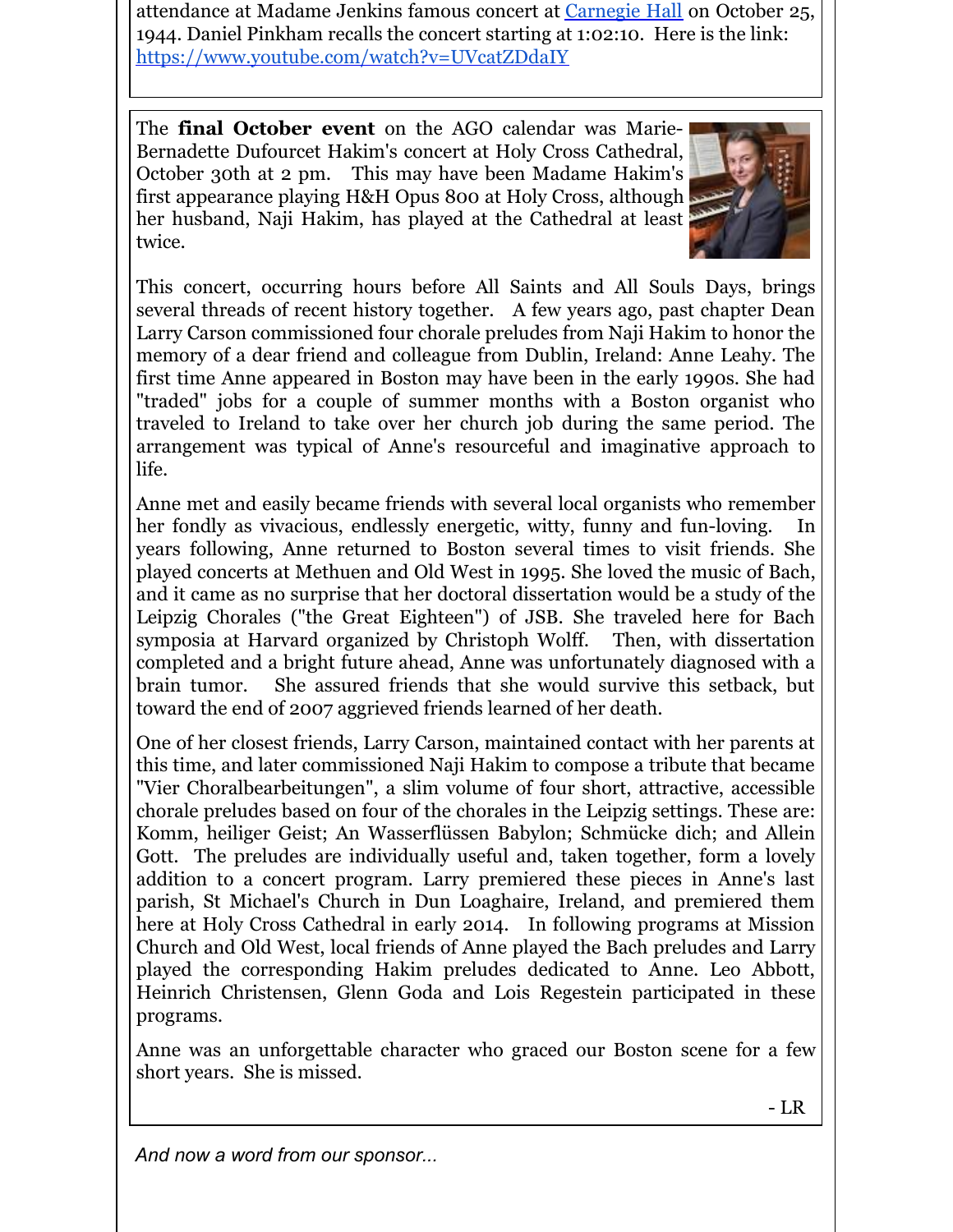attendance at Madame Jenkins famous concert at Carnegie Hall on October 25, 1944. Daniel Pinkham recalls the concert starting at 1:02:10. Here is the link: https://www.youtube.com/watch?v=UVcatZDdaIY

The **final October event** on the AGO calendar was Marie-Bernadette Dufourcet Hakim's concert at Holy Cross Cathedral, October 30th at 2 pm. This may have been Madame Hakim's first appearance playing H&H Opus 800 at Holy Cross, although her husband, Naji Hakim, has played at the Cathedral at least twice.

This concert, occurring hours before All Saints and All Souls Days, brings several threads of recent history together. A few years ago, past chapter Dean Larry Carson commissioned four chorale preludes from Naji Hakim to honor the memory of a dear friend and colleague from Dublin, Ireland: Anne Leahy. The first time Anne appeared in Boston may have been in the early 1990s. She had "traded" jobs for a couple of summer months with a Boston organist who traveled to Ireland to take over her church job during the same period. The arrangement was typical of Anne's resourceful and imaginative approach to life.

Anne met and easily became friends with several local organists who remember her fondly as vivacious, endlessly energetic, witty, funny and fun-loving. In years following, Anne returned to Boston several times to visit friends. She played concerts at Methuen and Old West in 1995. She loved the music of Bach, and it came as no surprise that her doctoral dissertation would be a study of the Leipzig Chorales ("the Great Eighteen") of JSB. She traveled here for Bach symposia at Harvard organized by Christoph Wolff. Then, with dissertation completed and a bright future ahead, Anne was unfortunately diagnosed with a brain tumor. She assured friends that she would survive this setback, but toward the end of 2007 aggrieved friends learned of her death.

One of her closest friends, Larry Carson, maintained contact with her parents at this time, and later commissioned Naji Hakim to compose a tribute that became "Vier Choralbearbeitungen", a slim volume of four short, attractive, accessible chorale preludes based on four of the chorales in the Leipzig settings. These are: Komm, heiliger Geist; An Wasserflüssen Babylon; Schmücke dich; and Allein Gott. The preludes are individually useful and, taken together, form a lovely addition to a concert program. Larry premiered these pieces in Anne's last parish, St Michael's Church in Dun Loaghaire, Ireland, and premiered them here at Holy Cross Cathedral in early 2014. In following programs at Mission Church and Old West, local friends of Anne played the Bach preludes and Larry played the corresponding Hakim preludes dedicated to Anne. Leo Abbott, Heinrich Christensen, Glenn Goda and Lois Regestein participated in these programs.

Anne was an unforgettable character who graced our Boston scene for a few short years. She is missed.

- LR

*And now a word from our sponsor...*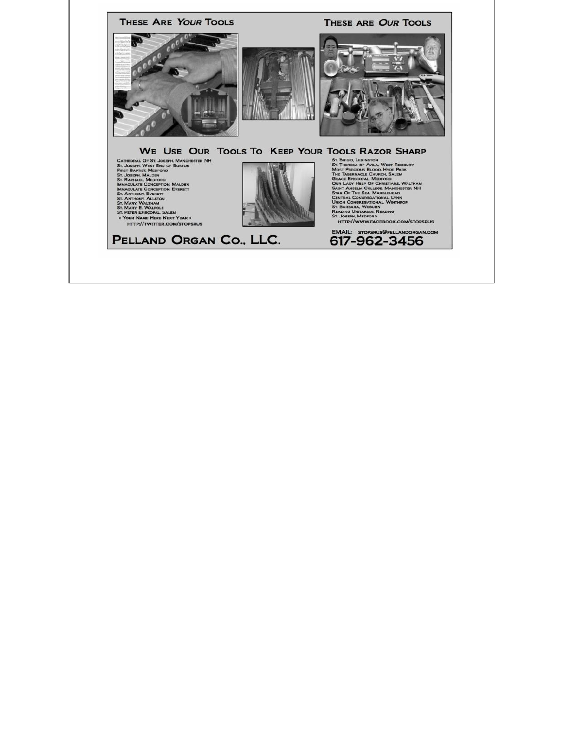## These Are *Your* Tools

## These are *Our* Tools

## We Use Our Tools To Keep Your Tools Razor Sharp

Cathedral Of St. Joseph, Manchester NH
St. Joseph, West End of Boston
First Baptist, Medford
St. Joseph, Malden
St. Raphael, Medford
Immaculate Conception, Malden
Immaculate Conception, Everett
St. Anthony, Everett
St. Anthony, Allston
St. Mary, Waltham
St. Mary, E. Walpole
St. Peter Episcopal, Salem
< Your Name Here Next Year >
http://twitter.com/stopsrus

St. Brigid, Lexington
St. Theresa of Avila, West Roxbury
Most Precious Blood, Hyde Park
The Tabernacle Church, Salem
Grace Episcopal, Medford
Our Lady Help Of Christians, Waltham
Saint Anselm College, Manchester NH
Star Of The Sea, Marblehead
Central Congregational, Lynn
Union Congregational, Winthrop
St. Barbara, Woburn
Reading Unitarian, Reading
St. Joseph, Medford
http://www.facebook.com/stopsrus

**Pelland Organ Co., LLC.**

Email: stopsrus@pellandorgan.com

**617-962-3456**